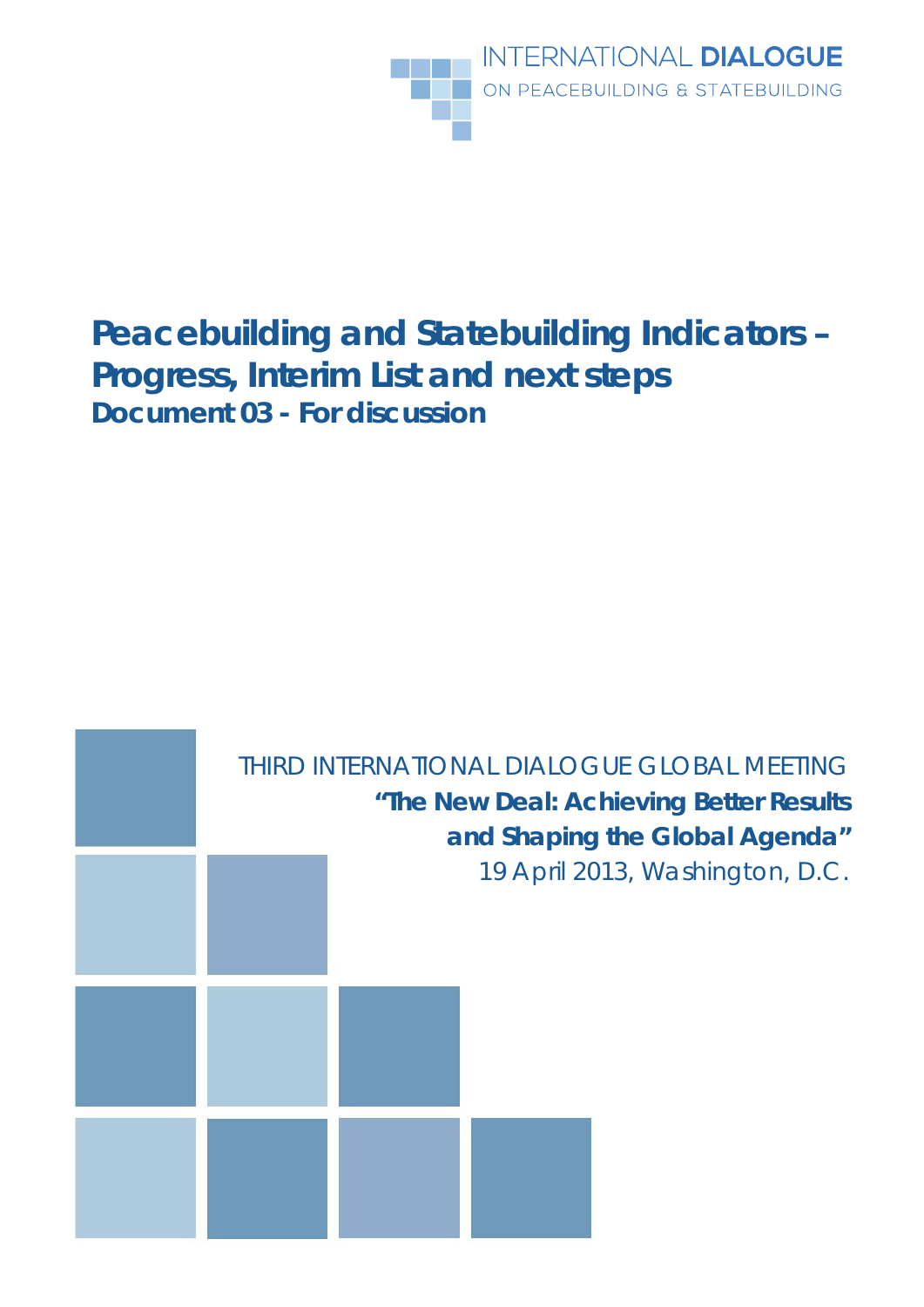INTERNATIONAL **DIALOGUE**
ON PEACEBUILDING & STATEBUILDING

# Peacebuilding and Statebuilding Indicators – Progress, Interim List and next steps

**Document 03 - For discussion**

THIRD INTERNATIONAL DIALOGUE GLOBAL MEETING

**"The New Deal: Achieving Better Results and Shaping the Global Agenda"**

19 April 2013, Washington, D.C.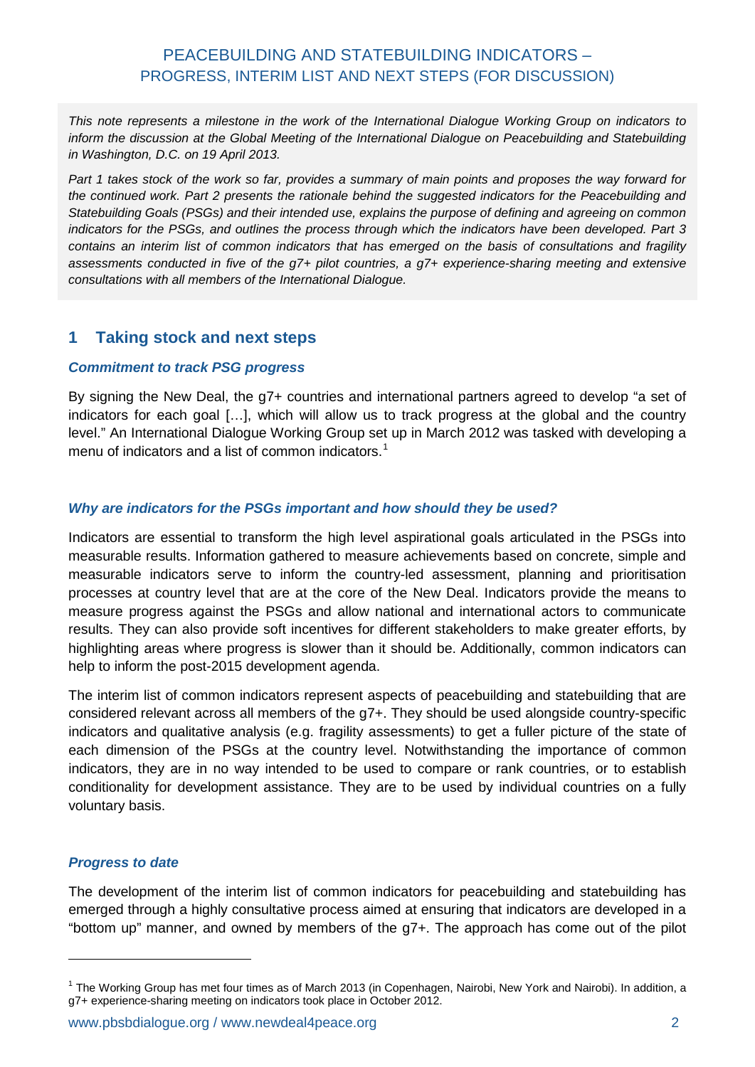# PEACEBUILDING AND STATEBUILDING INDICATORS – PROGRESS, INTERIM LIST AND NEXT STEPS (FOR DISCUSSION)

*This note represents a milestone in the work of the International Dialogue Working Group on indicators to inform the discussion at the Global Meeting of the International Dialogue on Peacebuilding and Statebuilding in Washington, D.C. on 19 April 2013.*

*Part 1 takes stock of the work so far, provides a summary of main points and proposes the way forward for the continued work. Part 2 presents the rationale behind the suggested indicators for the Peacebuilding and Statebuilding Goals (PSGs) and their intended use, explains the purpose of defining and agreeing on common indicators for the PSGs, and outlines the process through which the indicators have been developed. Part 3 contains an interim list of common indicators that has emerged on the basis of consultations and fragility assessments conducted in five of the g7+ pilot countries, a g7+ experience-sharing meeting and extensive consultations with all members of the International Dialogue.*

## 1 Taking stock and next steps

### *Commitment to track PSG progress*

By signing the New Deal, the g7+ countries and international partners agreed to develop "a set of indicators for each goal […], which will allow us to track progress at the global and the country level." An International Dialogue Working Group set up in March 2012 was tasked with developing a menu of indicators and a list of common indicators.[1]

### *Why are indicators for the PSGs important and how should they be used?*

Indicators are essential to transform the high level aspirational goals articulated in the PSGs into measurable results. Information gathered to measure achievements based on concrete, simple and measurable indicators serve to inform the country-led assessment, planning and prioritisation processes at country level that are at the core of the New Deal. Indicators provide the means to measure progress against the PSGs and allow national and international actors to communicate results. They can also provide soft incentives for different stakeholders to make greater efforts, by highlighting areas where progress is slower than it should be. Additionally, common indicators can help to inform the post-2015 development agenda.

The interim list of common indicators represent aspects of peacebuilding and statebuilding that are considered relevant across all members of the g7+. They should be used alongside country-specific indicators and qualitative analysis (e.g. fragility assessments) to get a fuller picture of the state of each dimension of the PSGs at the country level. Notwithstanding the importance of common indicators, they are in no way intended to be used to compare or rank countries, or to establish conditionality for development assistance. They are to be used by individual countries on a fully voluntary basis.

### *Progress to date*

The development of the interim list of common indicators for peacebuilding and statebuilding has emerged through a highly consultative process aimed at ensuring that indicators are developed in a "bottom up" manner, and owned by members of the g7+. The approach has come out of the pilot

[1] The Working Group has met four times as of March 2013 (in Copenhagen, Nairobi, New York and Nairobi). In addition, a g7+ experience-sharing meeting on indicators took place in October 2012.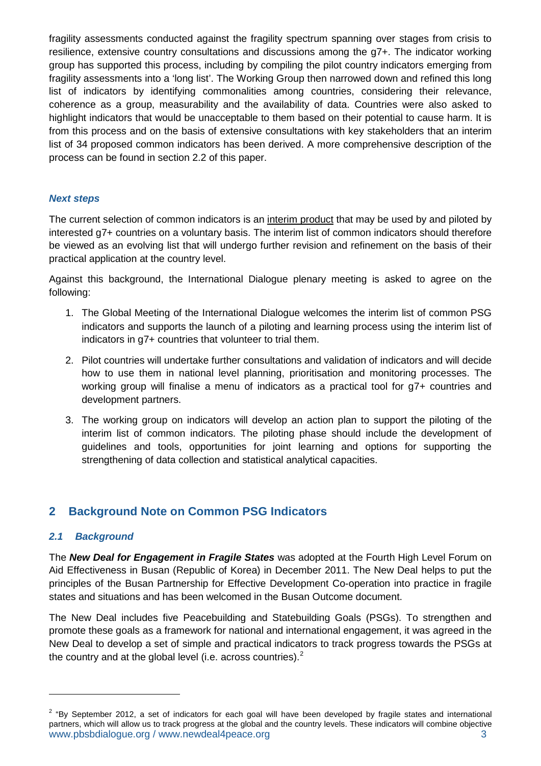fragility assessments conducted against the fragility spectrum spanning over stages from crisis to resilience, extensive country consultations and discussions among the g7+. The indicator working group has supported this process, including by compiling the pilot country indicators emerging from fragility assessments into a 'long list'. The Working Group then narrowed down and refined this long list of indicators by identifying commonalities among countries, considering their relevance, coherence as a group, measurability and the availability of data. Countries were also asked to highlight indicators that would be unacceptable to them based on their potential to cause harm. It is from this process and on the basis of extensive consultations with key stakeholders that an interim list of 34 proposed common indicators has been derived. A more comprehensive description of the process can be found in section 2.2 of this paper.

***Next steps***

The current selection of common indicators is an interim product that may be used by and piloted by interested g7+ countries on a voluntary basis. The interim list of common indicators should therefore be viewed as an evolving list that will undergo further revision and refinement on the basis of their practical application at the country level.

Against this background, the International Dialogue plenary meeting is asked to agree on the following:

1. The Global Meeting of the International Dialogue welcomes the interim list of common PSG indicators and supports the launch of a piloting and learning process using the interim list of indicators in g7+ countries that volunteer to trial them.
2. Pilot countries will undertake further consultations and validation of indicators and will decide how to use them in national level planning, prioritisation and monitoring processes. The working group will finalise a menu of indicators as a practical tool for g7+ countries and development partners.
3. The working group on indicators will develop an action plan to support the piloting of the interim list of common indicators. The piloting phase should include the development of guidelines and tools, opportunities for joint learning and options for supporting the strengthening of data collection and statistical analytical capacities.

## 2 Background Note on Common PSG Indicators

### *2.1 Background*

The ***New Deal for Engagement in Fragile States*** was adopted at the Fourth High Level Forum on Aid Effectiveness in Busan (Republic of Korea) in December 2011. The New Deal helps to put the principles of the Busan Partnership for Effective Development Co-operation into practice in fragile states and situations and has been welcomed in the Busan Outcome document.

The New Deal includes five Peacebuilding and Statebuilding Goals (PSGs). To strengthen and promote these goals as a framework for national and international engagement, it was agreed in the New Deal to develop a set of simple and practical indicators to track progress towards the PSGs at the country and at the global level (i.e. across countries).[2]

---

[2] "By September 2012, a set of indicators for each goal will have been developed by fragile states and international partners, which will allow us to track progress at the global and the country levels. These indicators will combine objective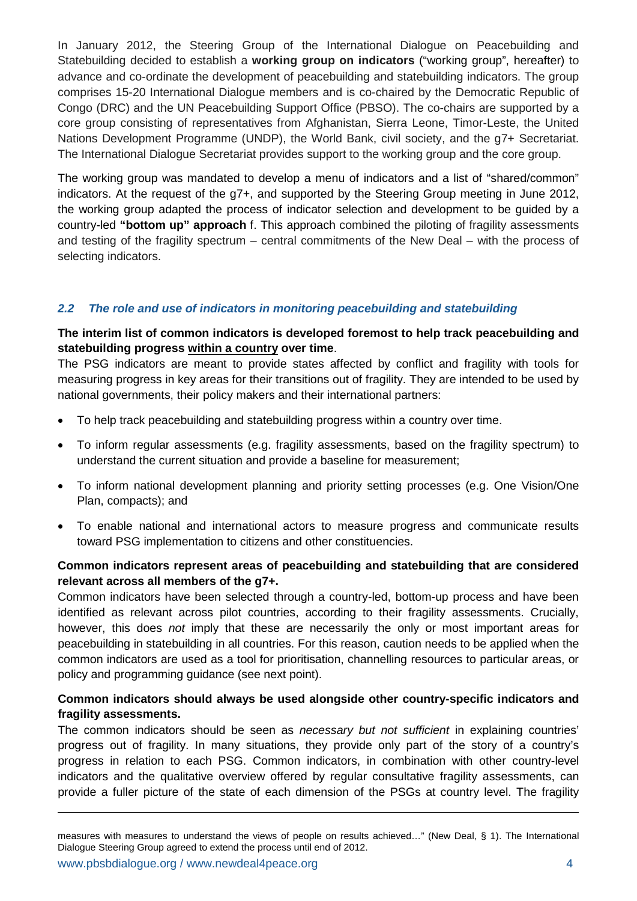In January 2012, the Steering Group of the International Dialogue on Peacebuilding and Statebuilding decided to establish a **working group on indicators** ("working group", hereafter) to advance and co-ordinate the development of peacebuilding and statebuilding indicators. The group comprises 15-20 International Dialogue members and is co-chaired by the Democratic Republic of Congo (DRC) and the UN Peacebuilding Support Office (PBSO). The co-chairs are supported by a core group consisting of representatives from Afghanistan, Sierra Leone, Timor-Leste, the United Nations Development Programme (UNDP), the World Bank, civil society, and the g7+ Secretariat. The International Dialogue Secretariat provides support to the working group and the core group.

The working group was mandated to develop a menu of indicators and a list of "shared/common" indicators. At the request of the g7+, and supported by the Steering Group meeting in June 2012, the working group adapted the process of indicator selection and development to be guided by a country-led **"bottom up" approach** f. This approach combined the piloting of fragility assessments and testing of the fragility spectrum – central commitments of the New Deal – with the process of selecting indicators.

### *2.2 The role and use of indicators in monitoring peacebuilding and statebuilding*

**The interim list of common indicators is developed foremost to help track peacebuilding and statebuilding progress <u>within a country</u> over time**.

The PSG indicators are meant to provide states affected by conflict and fragility with tools for measuring progress in key areas for their transitions out of fragility. They are intended to be used by national governments, their policy makers and their international partners:

- To help track peacebuilding and statebuilding progress within a country over time.
- To inform regular assessments (e.g. fragility assessments, based on the fragility spectrum) to understand the current situation and provide a baseline for measurement;
- To inform national development planning and priority setting processes (e.g. One Vision/One Plan, compacts); and
- To enable national and international actors to measure progress and communicate results toward PSG implementation to citizens and other constituencies.

**Common indicators represent areas of peacebuilding and statebuilding that are considered relevant across all members of the g7+.**

Common indicators have been selected through a country-led, bottom-up process and have been identified as relevant across pilot countries, according to their fragility assessments. Crucially, however, this does *not* imply that these are necessarily the only or most important areas for peacebuilding in statebuilding in all countries. For this reason, caution needs to be applied when the common indicators are used as a tool for prioritisation, channelling resources to particular areas, or policy and programming guidance (see next point).

**Common indicators should always be used alongside other country-specific indicators and fragility assessments.**

The common indicators should be seen as *necessary but not sufficient* in explaining countries' progress out of fragility. In many situations, they provide only part of the story of a country's progress in relation to each PSG. Common indicators, in combination with other country-level indicators and the qualitative overview offered by regular consultative fragility assessments, can provide a fuller picture of the state of each dimension of the PSGs at country level. The fragility

---

measures with measures to understand the views of people on results achieved…" (New Deal, § 1). The International Dialogue Steering Group agreed to extend the process until end of 2012.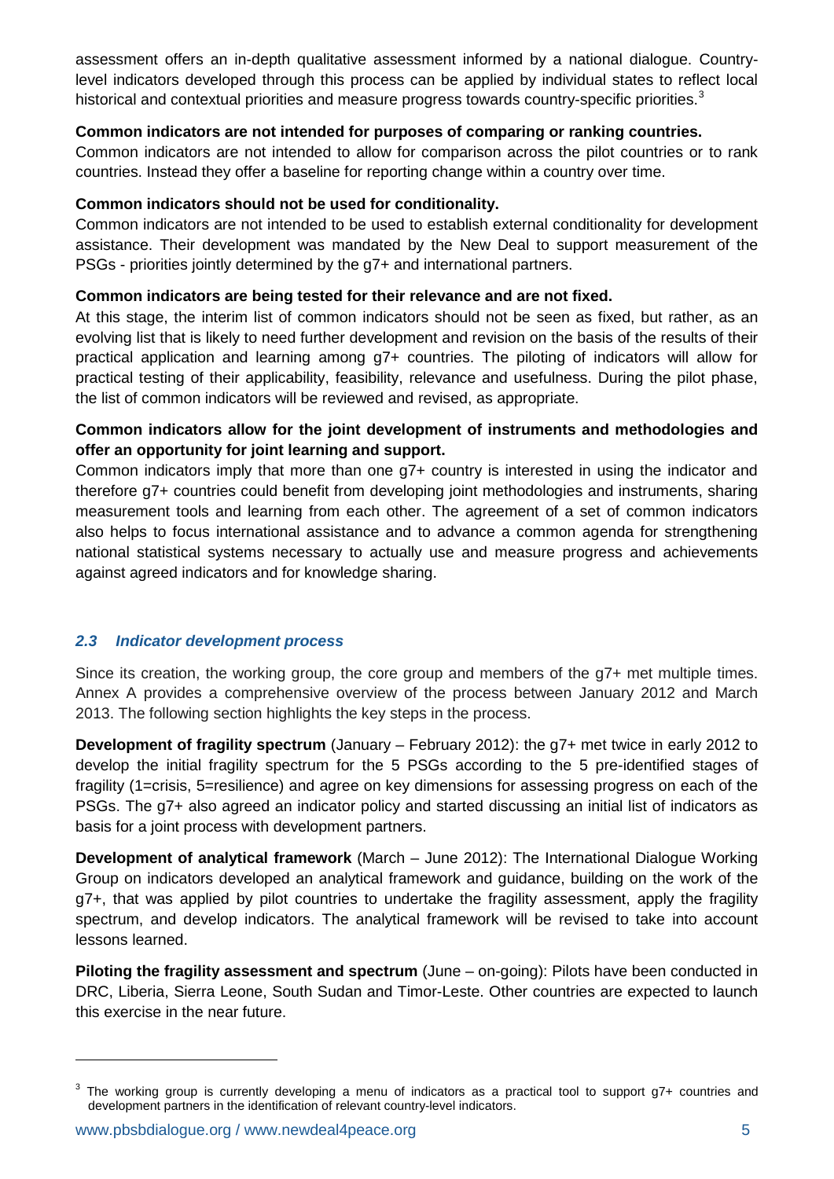assessment offers an in-depth qualitative assessment informed by a national dialogue. Country-level indicators developed through this process can be applied by individual states to reflect local historical and contextual priorities and measure progress towards country-specific priorities.[3]

**Common indicators are not intended for purposes of comparing or ranking countries.**
Common indicators are not intended to allow for comparison across the pilot countries or to rank countries. Instead they offer a baseline for reporting change within a country over time.

**Common indicators should not be used for conditionality.**
Common indicators are not intended to be used to establish external conditionality for development assistance. Their development was mandated by the New Deal to support measurement of the PSGs - priorities jointly determined by the g7+ and international partners.

**Common indicators are being tested for their relevance and are not fixed.**
At this stage, the interim list of common indicators should not be seen as fixed, but rather, as an evolving list that is likely to need further development and revision on the basis of the results of their practical application and learning among g7+ countries. The piloting of indicators will allow for practical testing of their applicability, feasibility, relevance and usefulness. During the pilot phase, the list of common indicators will be reviewed and revised, as appropriate.

**Common indicators allow for the joint development of instruments and methodologies and offer an opportunity for joint learning and support.**
Common indicators imply that more than one g7+ country is interested in using the indicator and therefore g7+ countries could benefit from developing joint methodologies and instruments, sharing measurement tools and learning from each other. The agreement of a set of common indicators also helps to focus international assistance and to advance a common agenda for strengthening national statistical systems necessary to actually use and measure progress and achievements against agreed indicators and for knowledge sharing.

### *2.3 Indicator development process*

Since its creation, the working group, the core group and members of the g7+ met multiple times. Annex A provides a comprehensive overview of the process between January 2012 and March 2013. The following section highlights the key steps in the process.

**Development of fragility spectrum** (January – February 2012): the g7+ met twice in early 2012 to develop the initial fragility spectrum for the 5 PSGs according to the 5 pre-identified stages of fragility (1=crisis, 5=resilience) and agree on key dimensions for assessing progress on each of the PSGs. The g7+ also agreed an indicator policy and started discussing an initial list of indicators as basis for a joint process with development partners.

**Development of analytical framework** (March – June 2012): The International Dialogue Working Group on indicators developed an analytical framework and guidance, building on the work of the g7+, that was applied by pilot countries to undertake the fragility assessment, apply the fragility spectrum, and develop indicators. The analytical framework will be revised to take into account lessons learned.

**Piloting the fragility assessment and spectrum** (June – on-going): Pilots have been conducted in DRC, Liberia, Sierra Leone, South Sudan and Timor-Leste. Other countries are expected to launch this exercise in the near future.

[3] The working group is currently developing a menu of indicators as a practical tool to support g7+ countries and development partners in the identification of relevant country-level indicators.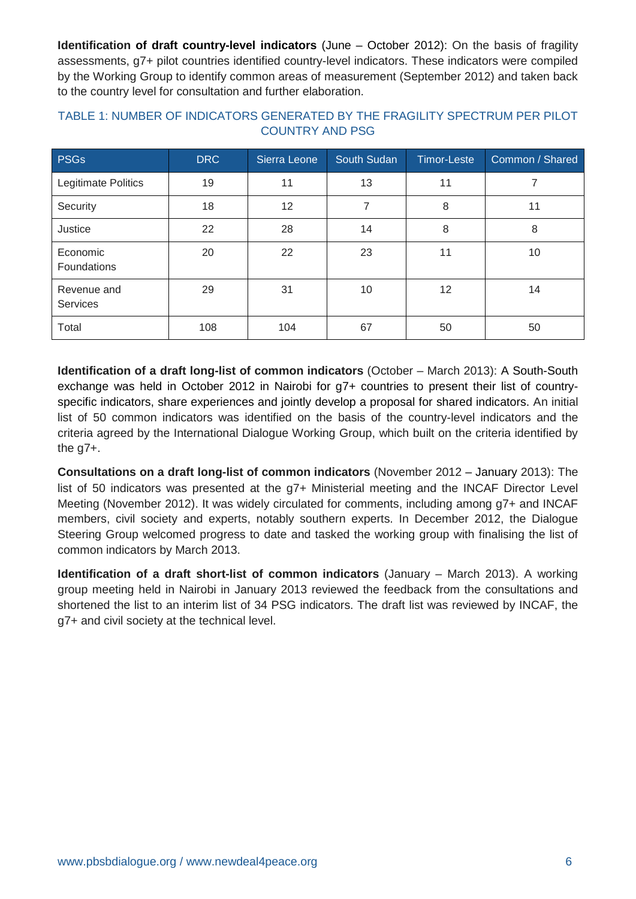**Identification of draft country-level indicators** (June – October 2012): On the basis of fragility assessments, g7+ pilot countries identified country-level indicators. These indicators were compiled by the Working Group to identify common areas of measurement (September 2012) and taken back to the country level for consultation and further elaboration.

TABLE 1: NUMBER OF INDICATORS GENERATED BY THE FRAGILITY SPECTRUM PER PILOT COUNTRY AND PSG

| PSGs | DRC | Sierra Leone | South Sudan | Timor-Leste | Common / Shared |
|---|---|---|---|---|---|
| Legitimate Politics | 19 | 11 | 13 | 11 | 7 |
| Security | 18 | 12 | 7 | 8 | 11 |
| Justice | 22 | 28 | 14 | 8 | 8 |
| Economic Foundations | 20 | 22 | 23 | 11 | 10 |
| Revenue and Services | 29 | 31 | 10 | 12 | 14 |
| Total | 108 | 104 | 67 | 50 | 50 |

**Identification of a draft long-list of common indicators** (October – March 2013): A South-South exchange was held in October 2012 in Nairobi for g7+ countries to present their list of country-specific indicators, share experiences and jointly develop a proposal for shared indicators. An initial list of 50 common indicators was identified on the basis of the country-level indicators and the criteria agreed by the International Dialogue Working Group, which built on the criteria identified by the g7+.

**Consultations on a draft long-list of common indicators** (November 2012 – January 2013): The list of 50 indicators was presented at the g7+ Ministerial meeting and the INCAF Director Level Meeting (November 2012). It was widely circulated for comments, including among g7+ and INCAF members, civil society and experts, notably southern experts. In December 2012, the Dialogue Steering Group welcomed progress to date and tasked the working group with finalising the list of common indicators by March 2013.

**Identification of a draft short-list of common indicators** (January – March 2013). A working group meeting held in Nairobi in January 2013 reviewed the feedback from the consultations and shortened the list to an interim list of 34 PSG indicators. The draft list was reviewed by INCAF, the g7+ and civil society at the technical level.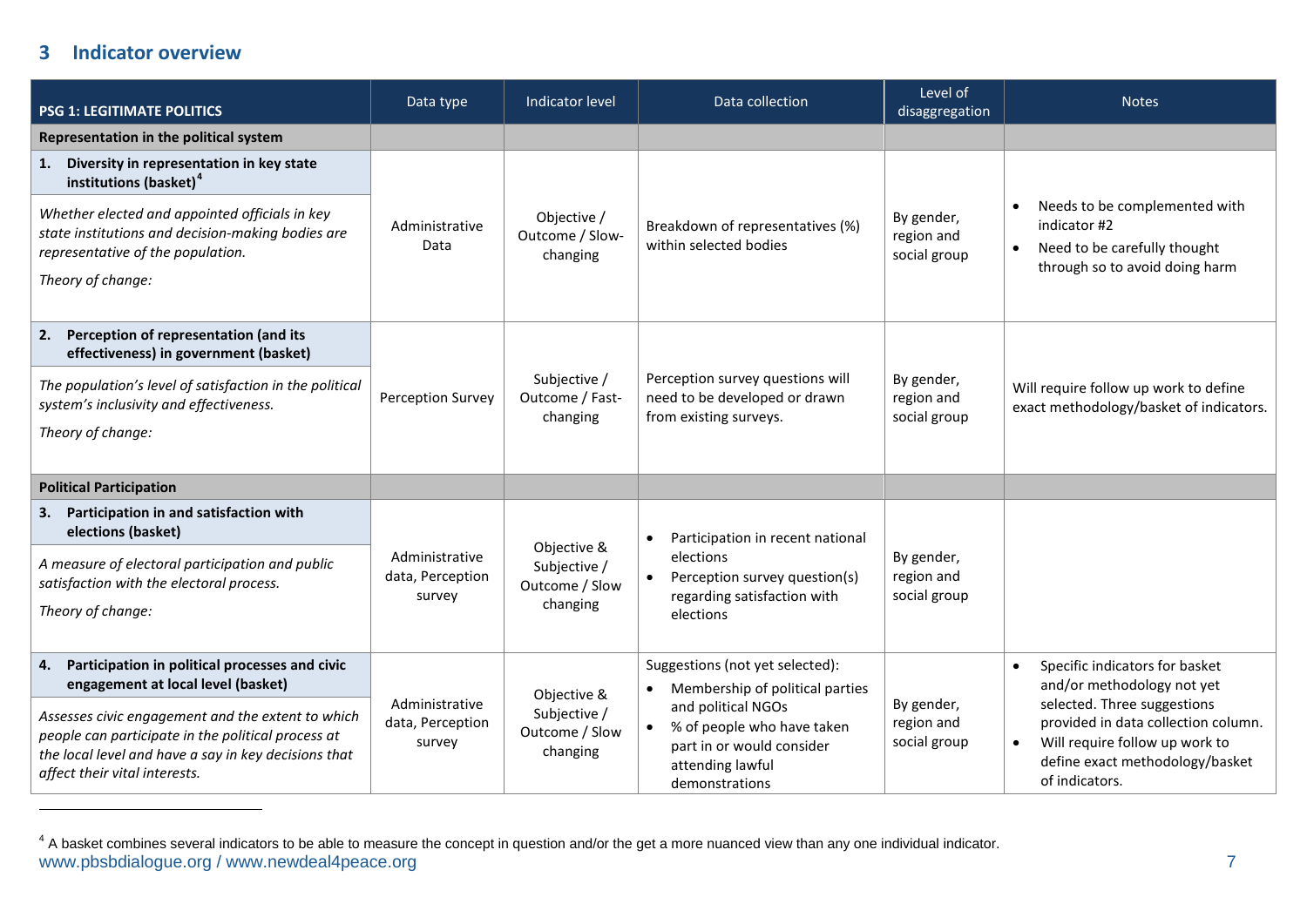## 3 Indicator overview

| PSG 1: LEGITIMATE POLITICS | Data type | Indicator level | Data collection | Level of disaggregation | Notes |
|---|---|---|---|---|---|
| **Representation in the political system** | | | | | |
| **1. Diversity in representation in key state institutions (basket)**[4]<br>*Whether elected and appointed officials in key state institutions and decision-making bodies are representative of the population.*<br>*Theory of change:* | Administrative Data | Objective / Outcome / Slow-changing | Breakdown of representatives (%) within selected bodies | By gender, region and social group | • Needs to be complemented with indicator #2<br>• Need to be carefully thought through so to avoid doing harm |
| **2. Perception of representation (and its effectiveness) in government (basket)**<br>*The population's level of satisfaction in the political system's inclusivity and effectiveness.*<br>*Theory of change:* | Perception Survey | Subjective / Outcome / Fast-changing | Perception survey questions will need to be developed or drawn from existing surveys. | By gender, region and social group | Will require follow up work to define exact methodology/basket of indicators. |
| **Political Participation** | | | | | |
| **3. Participation in and satisfaction with elections (basket)**<br>*A measure of electoral participation and public satisfaction with the electoral process.*<br>*Theory of change:* | Administrative data, Perception survey | Objective & Subjective / Outcome / Slow changing | • Participation in recent national elections<br>• Perception survey question(s) regarding satisfaction with elections | By gender, region and social group | |
| **4. Participation in political processes and civic engagement at local level (basket)**<br>*Assesses civic engagement and the extent to which people can participate in the political process at the local level and have a say in key decisions that affect their vital interests.* | Administrative data, Perception survey | Objective & Subjective / Outcome / Slow changing | Suggestions (not yet selected):<br>• Membership of political parties and political NGOs<br>• % of people who have taken part in or would consider attending lawful demonstrations | By gender, region and social group | • Specific indicators for basket and/or methodology not yet selected. Three suggestions provided in data collection column.<br>• Will require follow up work to define exact methodology/basket of indicators. |

[4] A basket combines several indicators to be able to measure the concept in question and/or the get a more nuanced view than any one individual indicator.

www.pbsbdialogue.org / www.newdeal4peace.org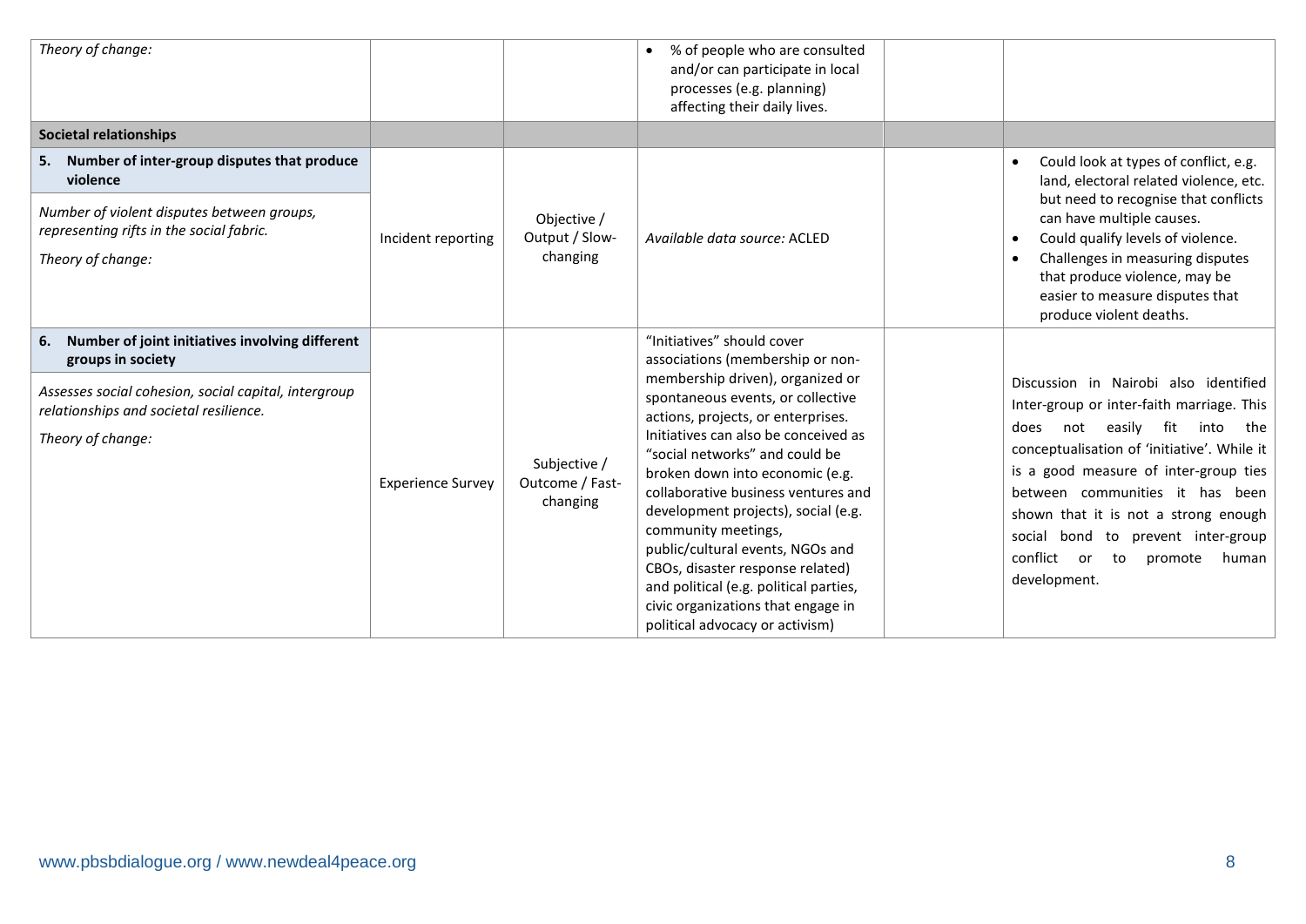| | | | | | |
|---|---|---|---|---|---|
| *Theory of change:* | | | • % of people who are consulted and/or can participate in local processes (e.g. planning) affecting their daily lives. | | |
| **Societal relationships** | | | | | |
| **5. Number of inter-group disputes that produce violence**<br><br>*Number of violent disputes between groups, representing rifts in the social fabric.*<br><br>*Theory of change:* | Incident reporting | Objective / Output / Slow-changing | *Available data source:* ACLED | | • Could look at types of conflict, e.g. land, electoral related violence, etc. but need to recognise that conflicts can have multiple causes.<br>• Could qualify levels of violence.<br>• Challenges in measuring disputes that produce violence, may be easier to measure disputes that produce violent deaths. |
| **6. Number of joint initiatives involving different groups in society**<br><br>*Assesses social cohesion, social capital, intergroup relationships and societal resilience.*<br><br>*Theory of change:* | Experience Survey | Subjective / Outcome / Fast-changing | "Initiatives" should cover associations (membership or non-membership driven), organized or spontaneous events, or collective actions, projects, or enterprises. Initiatives can also be conceived as "social networks" and could be broken down into economic (e.g. collaborative business ventures and development projects), social (e.g. community meetings, public/cultural events, NGOs and CBOs, disaster response related) and political (e.g. political parties, civic organizations that engage in political advocacy or activism) | | Discussion in Nairobi also identified Inter-group or inter-faith marriage. This does not easily fit into the conceptualisation of 'initiative'. While it is a good measure of inter-group ties between communities it has been shown that it is not a strong enough social bond to prevent inter-group conflict or to promote human development. |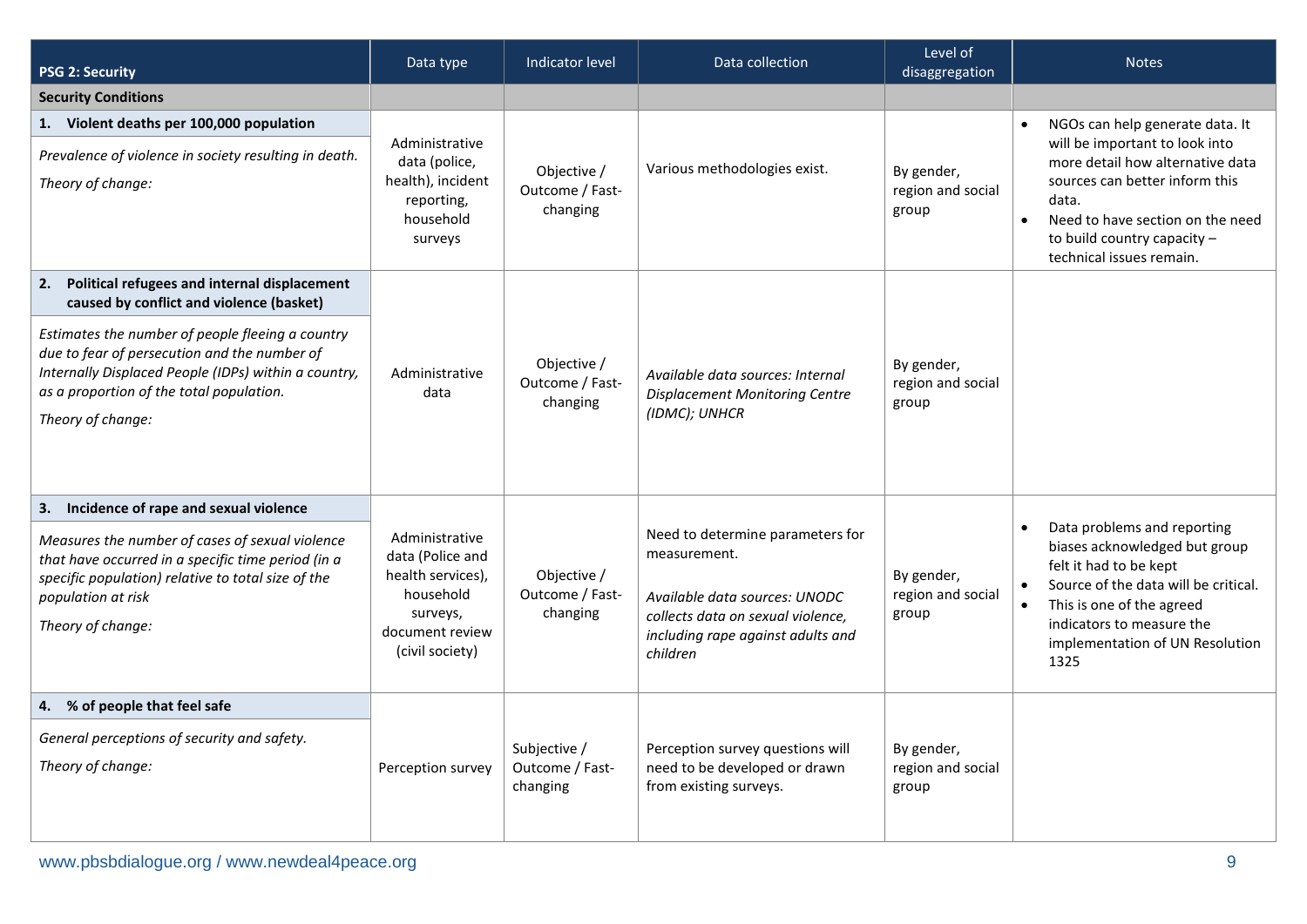| PSG 2: Security | Data type | Indicator level | Data collection | Level of disaggregation | Notes |
|---|---|---|---|---|---|
| **Security Conditions** | | | | | |
| **1. Violent deaths per 100,000 population**<br>*Prevalence of violence in society resulting in death.*<br>*Theory of change:* | Administrative data (police, health), incident reporting, household surveys | Objective / Outcome / Fast-changing | Various methodologies exist. | By gender, region and social group | • NGOs can help generate data. It will be important to look into more detail how alternative data sources can better inform this data.<br>• Need to have section on the need to build country capacity – technical issues remain. |
| **2. Political refugees and internal displacement caused by conflict and violence (basket)**<br>*Estimates the number of people fleeing a country due to fear of persecution and the number of Internally Displaced People (IDPs) within a country, as a proportion of the total population.*<br>*Theory of change:* | Administrative data | Objective / Outcome / Fast-changing | *Available data sources: Internal Displacement Monitoring Centre (IDMC); UNHCR* | By gender, region and social group | |
| **3. Incidence of rape and sexual violence**<br>*Measures the number of cases of sexual violence that have occurred in a specific time period (in a specific population) relative to total size of the population at risk*<br>*Theory of change:* | Administrative data (Police and health services), household surveys, document review (civil society) | Objective / Outcome / Fast-changing | Need to determine parameters for measurement.<br>*Available data sources: UNODC collects data on sexual violence, including rape against adults and children* | By gender, region and social group | • Data problems and reporting biases acknowledged but group felt it had to be kept<br>• Source of the data will be critical.<br>• This is one of the agreed indicators to measure the implementation of UN Resolution 1325 |
| **4. % of people that feel safe**<br>*General perceptions of security and safety.*<br>*Theory of change:* | Perception survey | Subjective / Outcome / Fast-changing | Perception survey questions will need to be developed or drawn from existing surveys. | By gender, region and social group | |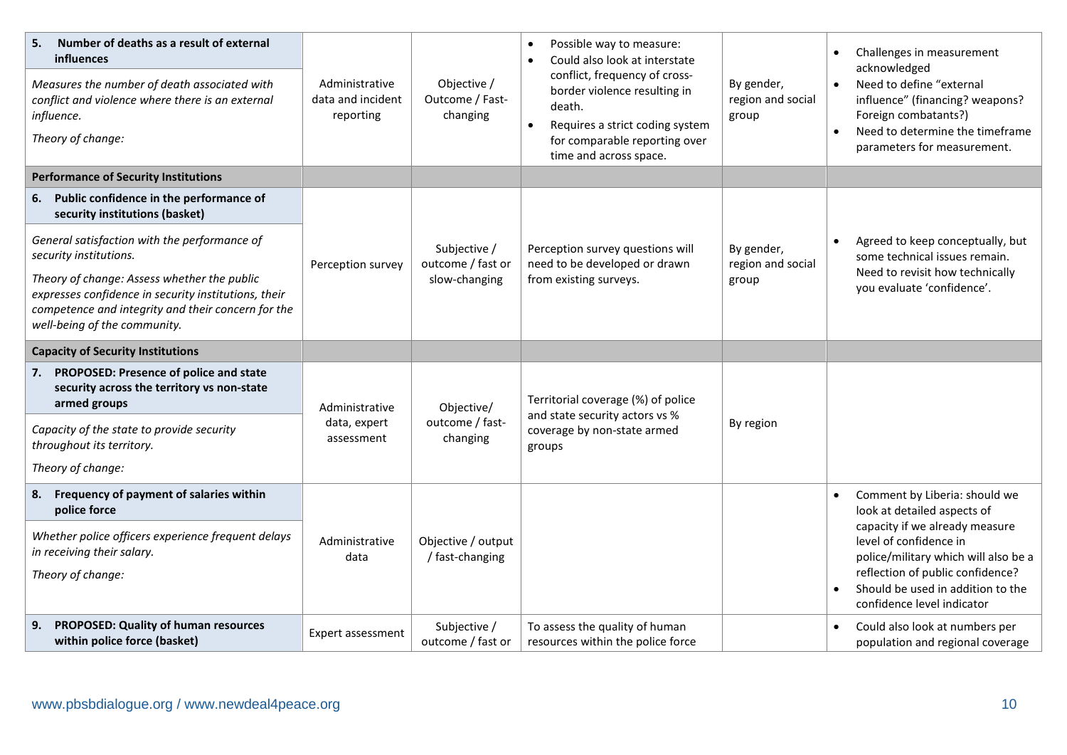| | | | | | |
|---|---|---|---|---|---|
| **5. Number of deaths as a result of external influences**<br>*Measures the number of death associated with conflict and violence where there is an external influence.*<br>*Theory of change:* | Administrative data and incident reporting | Objective / Outcome / Fast-changing | • Possible way to measure:<br>• Could also look at interstate conflict, frequency of cross-border violence resulting in death.<br>• Requires a strict coding system for comparable reporting over time and across space. | By gender, region and social group | • Challenges in measurement acknowledged<br>• Need to define "external influence" (financing? weapons? Foreign combatants?)<br>• Need to determine the timeframe parameters for measurement. |
| **Performance of Security Institutions** | | | | | |
| **6. Public confidence in the performance of security institutions (basket)**<br>*General satisfaction with the performance of security institutions.*<br>*Theory of change: Assess whether the public expresses confidence in security institutions, their competence and integrity and their concern for the well-being of the community.* | Perception survey | Subjective / outcome / fast or slow-changing | Perception survey questions will need to be developed or drawn from existing surveys. | By gender, region and social group | • Agreed to keep conceptually, but some technical issues remain. Need to revisit how technically you evaluate 'confidence'. |
| **Capacity of Security Institutions** | | | | | |
| **7. PROPOSED: Presence of police and state security across the territory vs non-state armed groups**<br>*Capacity of the state to provide security throughout its territory.*<br>*Theory of change:* | Administrative data, expert assessment | Objective/ outcome / fast-changing | Territorial coverage (%) of police and state security actors vs % coverage by non-state armed groups | By region | |
| **8. Frequency of payment of salaries within police force**<br>*Whether police officers experience frequent delays in receiving their salary.*<br>*Theory of change:* | Administrative data | Objective / output / fast-changing | | | • Comment by Liberia: should we look at detailed aspects of capacity if we already measure level of confidence in police/military which will also be a reflection of public confidence?<br>• Should be used in addition to the confidence level indicator |
| **9. PROPOSED: Quality of human resources within police force (basket)** | Expert assessment | Subjective / outcome / fast or | To assess the quality of human resources within the police force | | • Could also look at numbers per population and regional coverage |

www.pbsbdialogue.org / www.newdeal4peace.org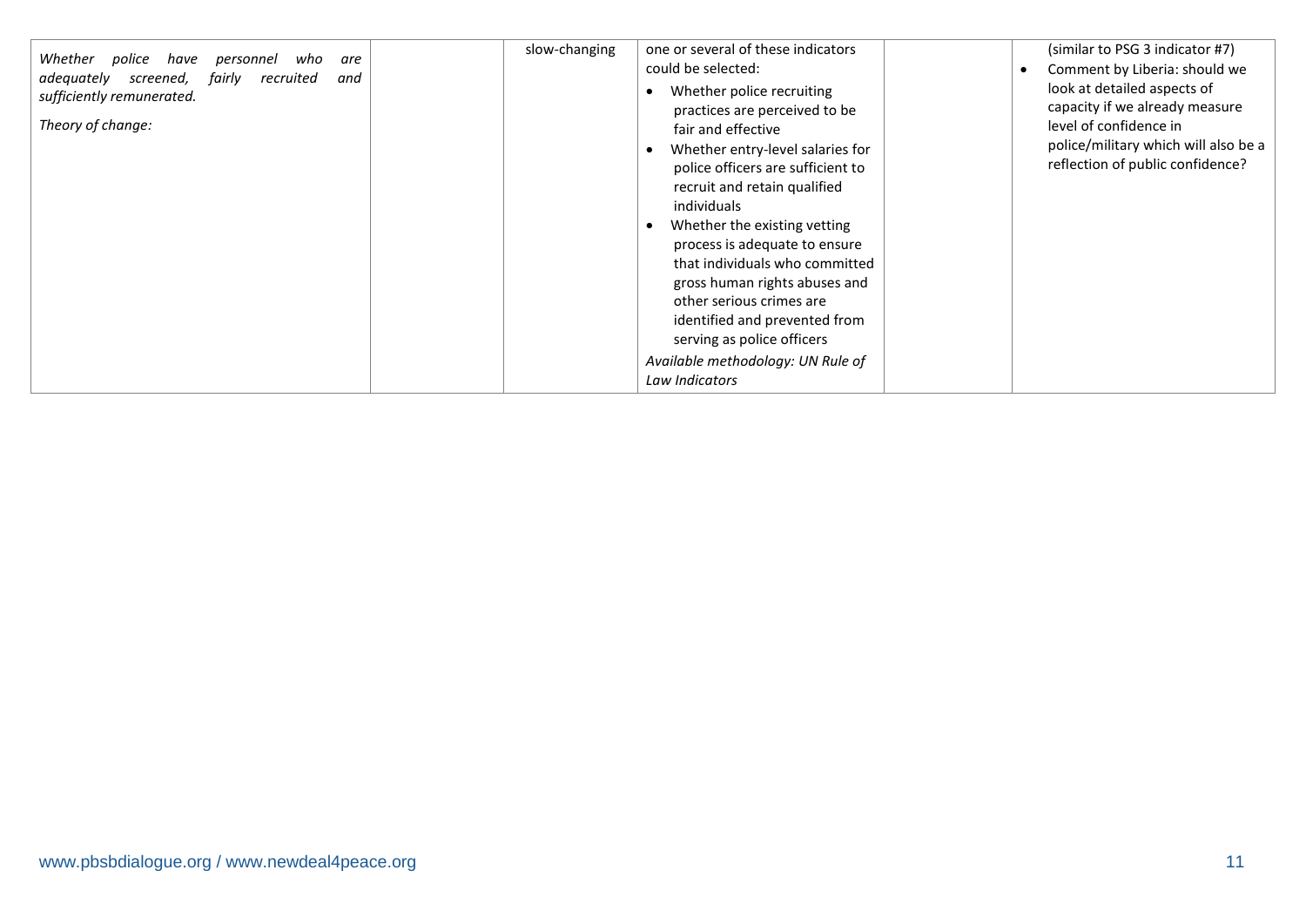| | | | | | |
|---|---|---|---|---|---|
| *Whether police have personnel who are adequately screened, fairly recruited and sufficiently remunerated.*<br><br>*Theory of change:* | | slow-changing | one or several of these indicators could be selected:<br>• Whether police recruiting practices are perceived to be fair and effective<br>• Whether entry-level salaries for police officers are sufficient to recruit and retain qualified individuals<br>• Whether the existing vetting process is adequate to ensure that individuals who committed gross human rights abuses and other serious crimes are identified and prevented from serving as police officers<br>*Available methodology: UN Rule of Law Indicators* | | (similar to PSG 3 indicator #7)<br>• Comment by Liberia: should we look at detailed aspects of capacity if we already measure level of confidence in police/military which will also be a reflection of public confidence? |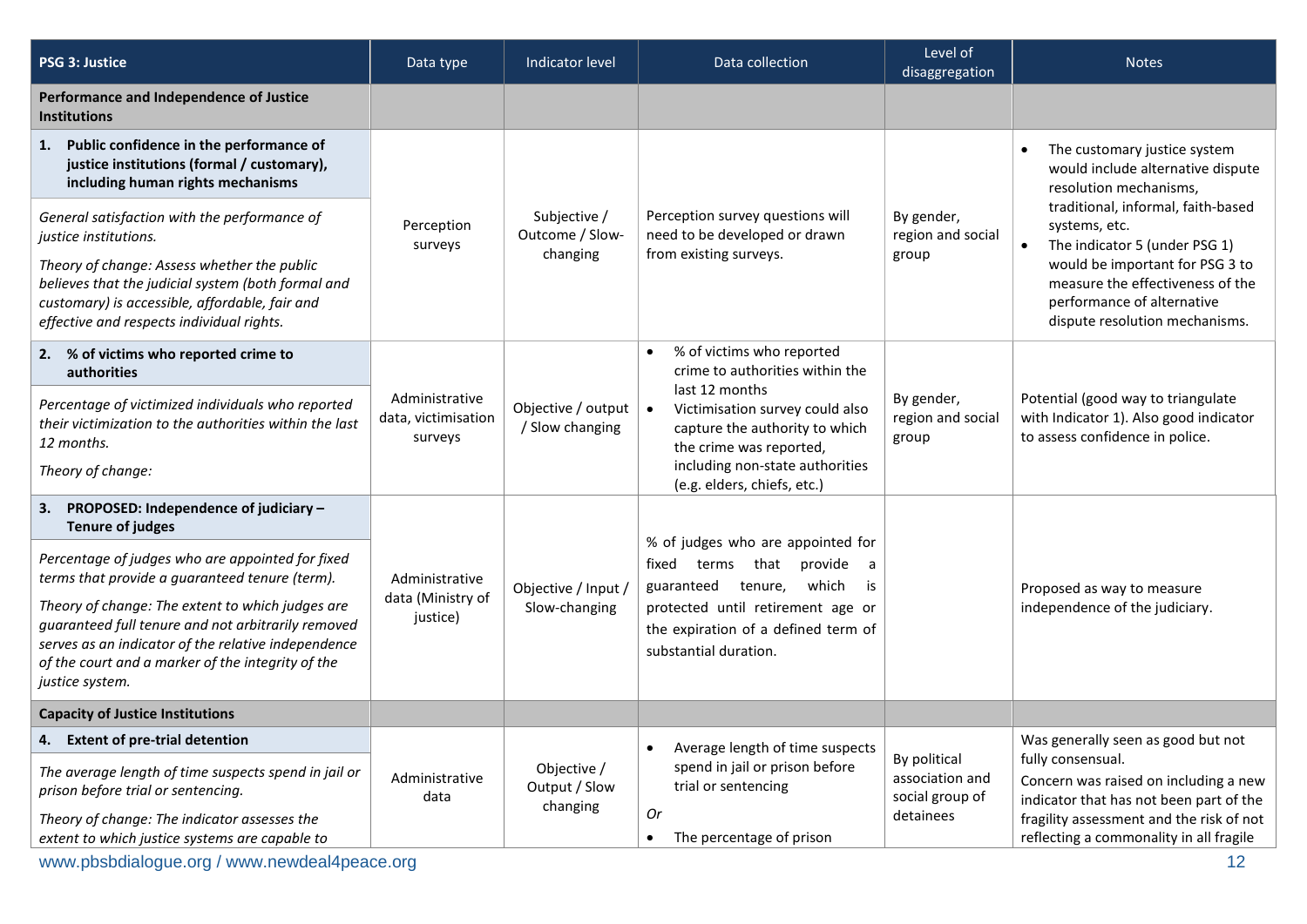| PSG 3: Justice | Data type | Indicator level | Data collection | Level of disaggregation | Notes |
|---|---|---|---|---|---|
| **Performance and Independence of Justice Institutions** | | | | | |
| **1. Public confidence in the performance of justice institutions (formal / customary), including human rights mechanisms**<br><br>*General satisfaction with the performance of justice institutions.*<br><br>*Theory of change: Assess whether the public believes that the judicial system (both formal and customary) is accessible, affordable, fair and effective and respects individual rights.* | Perception surveys | Subjective / Outcome / Slow-changing | Perception survey questions will need to be developed or drawn from existing surveys. | By gender, region and social group | • The customary justice system would include alternative dispute resolution mechanisms, traditional, informal, faith-based systems, etc.<br>• The indicator 5 (under PSG 1) would be important for PSG 3 to measure the effectiveness of the performance of alternative dispute resolution mechanisms. |
| **2. % of victims who reported crime to authorities**<br><br>*Percentage of victimized individuals who reported their victimization to the authorities within the last 12 months.*<br><br>*Theory of change:* | Administrative data, victimisation surveys | Objective / output / Slow changing | • % of victims who reported crime to authorities within the last 12 months<br>• Victimisation survey could also capture the authority to which the crime was reported, including non-state authorities (e.g. elders, chiefs, etc.) | By gender, region and social group | Potential (good way to triangulate with Indicator 1). Also good indicator to assess confidence in police. |
| **3. PROPOSED: Independence of judiciary – Tenure of judges**<br><br>*Percentage of judges who are appointed for fixed terms that provide a guaranteed tenure (term).*<br><br>*Theory of change: The extent to which judges are guaranteed full tenure and not arbitrarily removed serves as an indicator of the relative independence of the court and a marker of the integrity of the justice system.* | Administrative data (Ministry of justice) | Objective / Input / Slow-changing | % of judges who are appointed for fixed terms that provide a guaranteed tenure, which is protected until retirement age or the expiration of a defined term of substantial duration. | | Proposed as way to measure independence of the judiciary. |
| **Capacity of Justice Institutions** | | | | | |
| **4. Extent of pre-trial detention**<br><br>*The average length of time suspects spend in jail or prison before trial or sentencing.*<br><br>*Theory of change: The indicator assesses the extent to which justice systems are capable to* | Administrative data | Objective / Output / Slow changing | • Average length of time suspects spend in jail or prison before trial or sentencing<br><br>*Or*<br><br>• The percentage of prison | By political association and social group of detainees | Was generally seen as good but not fully consensual.<br>Concern was raised on including a new indicator that has not been part of the fragility assessment and the risk of not reflecting a commonality in all fragile |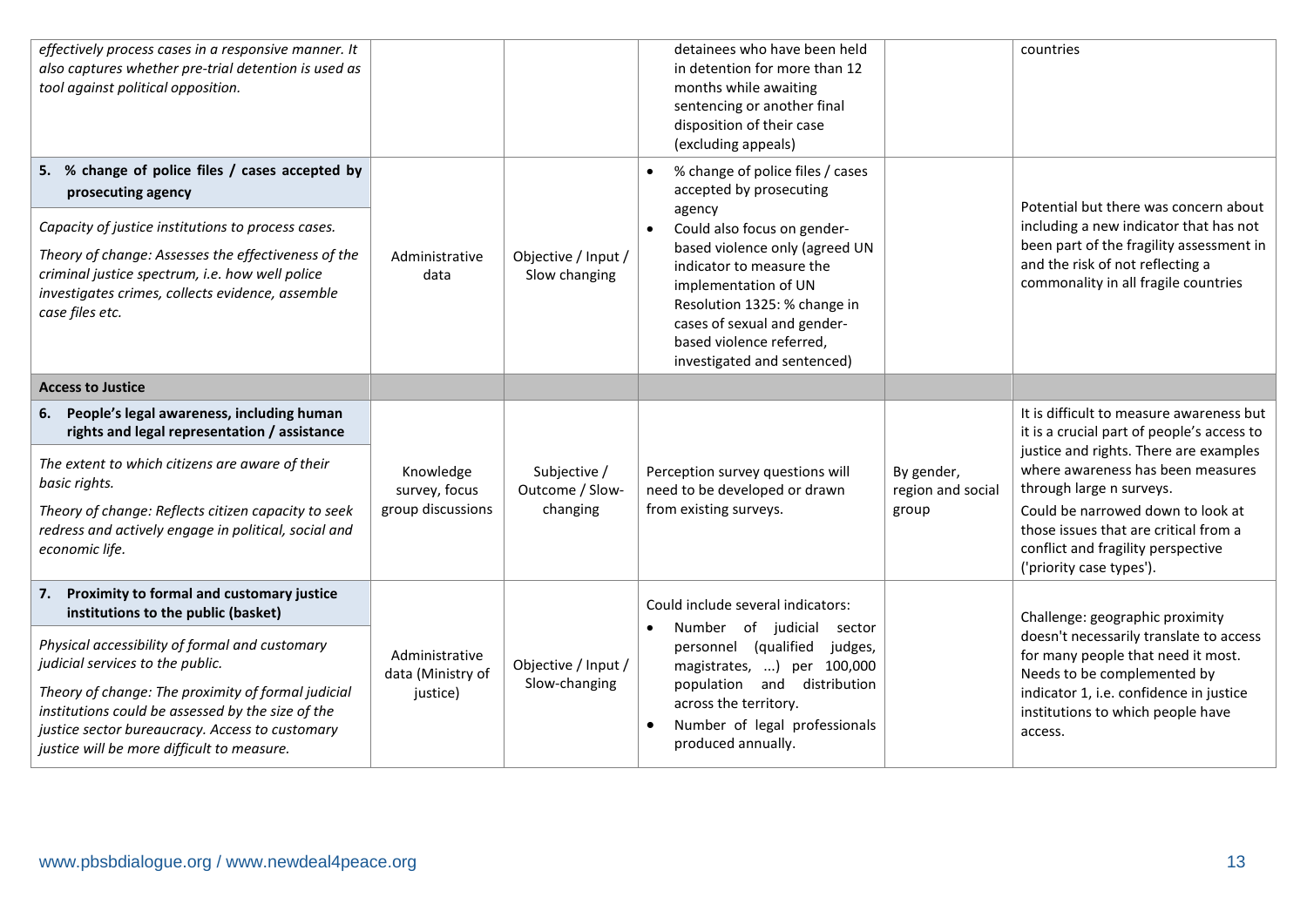| | | | | | |
|---|---|---|---|---|---|
| *effectively process cases in a responsive manner. It also captures whether pre-trial detention is used as tool against political opposition.* | | | detainees who have been held in detention for more than 12 months while awaiting sentencing or another final disposition of their case (excluding appeals) | | countries |
| **5. % change of police files / cases accepted by prosecuting agency**<br>*Capacity of justice institutions to process cases.*<br>*Theory of change: Assesses the effectiveness of the criminal justice spectrum, i.e. how well police investigates crimes, collects evidence, assemble case files etc.* | Administrative data | Objective / Input / Slow changing | • % change of police files / cases accepted by prosecuting agency<br>• Could also focus on gender-based violence only (agreed UN indicator to measure the implementation of UN Resolution 1325: % change in cases of sexual and gender-based violence referred, investigated and sentenced) | | Potential but there was concern about including a new indicator that has not been part of the fragility assessment in and the risk of not reflecting a commonality in all fragile countries |
| **Access to Justice** | | | | | |
| **6. People's legal awareness, including human rights and legal representation / assistance**<br>*The extent to which citizens are aware of their basic rights.*<br>*Theory of change: Reflects citizen capacity to seek redress and actively engage in political, social and economic life.* | Knowledge survey, focus group discussions | Subjective / Outcome / Slow-changing | Perception survey questions will need to be developed or drawn from existing surveys. | By gender, region and social group | It is difficult to measure awareness but it is a crucial part of people's access to justice and rights. There are examples where awareness has been measures through large n surveys.<br>Could be narrowed down to look at those issues that are critical from a conflict and fragility perspective ('priority case types'). |
| **7. Proximity to formal and customary justice institutions to the public (basket)**<br>*Physical accessibility of formal and customary judicial services to the public.*<br>*Theory of change: The proximity of formal judicial institutions could be assessed by the size of the justice sector bureaucracy. Access to customary justice will be more difficult to measure.* | Administrative data (Ministry of justice) | Objective / Input / Slow-changing | Could include several indicators:<br>• Number of judicial sector personnel (qualified judges, magistrates, ...) per 100,000 population and distribution across the territory.<br>• Number of legal professionals produced annually. | | Challenge: geographic proximity doesn't necessarily translate to access for many people that need it most. Needs to be complemented by indicator 1, i.e. confidence in justice institutions to which people have access. |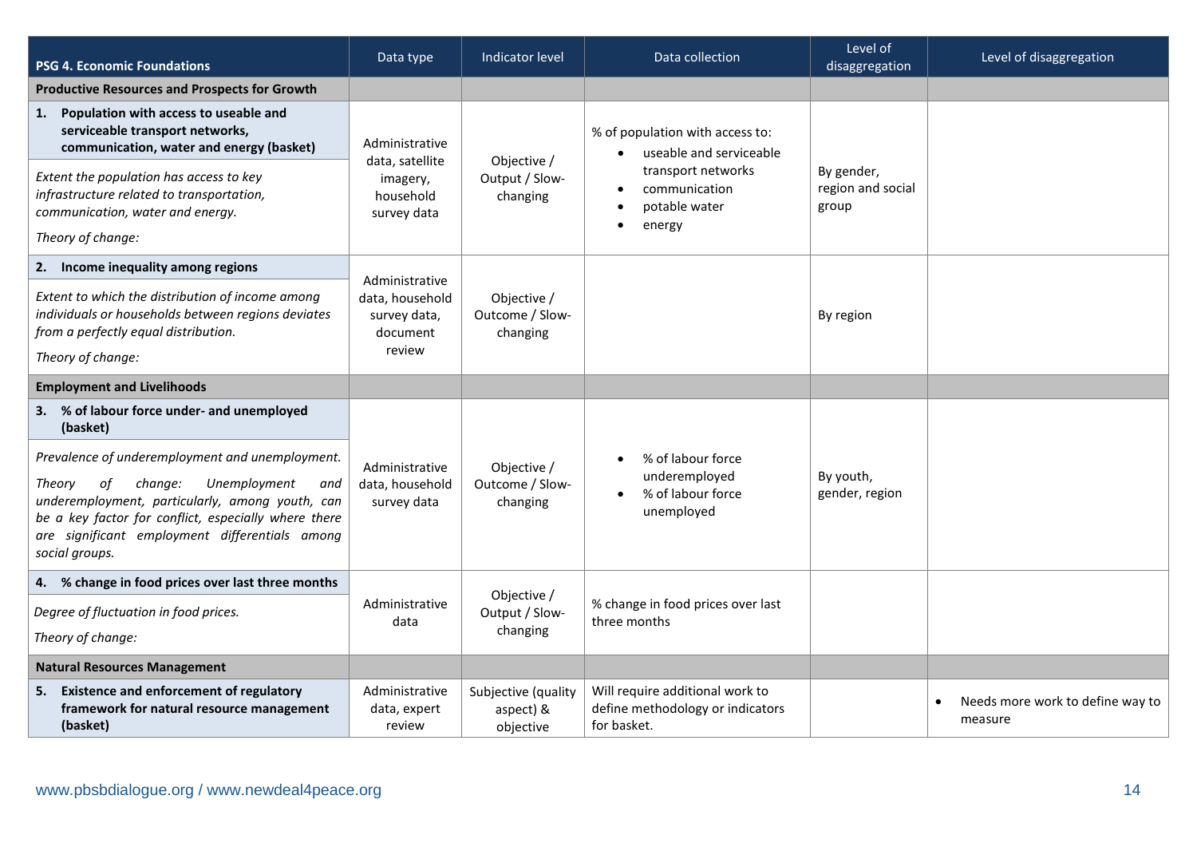| PSG 4. Economic Foundations | Data type | Indicator level | Data collection | Level of disaggregation | Level of disaggregation |
|---|---|---|---|---|---|
| **Productive Resources and Prospects for Growth** | | | | | |
| **1. Population with access to useable and serviceable transport networks, communication, water and energy (basket)**<br><br>*Extent the population has access to key infrastructure related to transportation, communication, water and energy.*<br><br>*Theory of change:* | Administrative data, satellite imagery, household survey data | Objective / Output / Slow-changing | % of population with access to:<br>• useable and serviceable transport networks<br>• communication<br>• potable water<br>• energy | By gender, region and social group | |
| **2. Income inequality among regions**<br><br>*Extent to which the distribution of income among individuals or households between regions deviates from a perfectly equal distribution.*<br><br>*Theory of change:* | Administrative data, household survey data, document review | Objective / Outcome / Slow-changing | | By region | |
| **Employment and Livelihoods** | | | | | |
| **3. % of labour force under- and unemployed (basket)**<br><br>*Prevalence of underemployment and unemployment.*<br><br>*Theory of change: Unemployment and underemployment, particularly, among youth, can be a key factor for conflict, especially where there are significant employment differentials among social groups.* | Administrative data, household survey data | Objective / Outcome / Slow-changing | • % of labour force underemployed<br>• % of labour force unemployed | By youth, gender, region | |
| **4. % change in food prices over last three months**<br><br>*Degree of fluctuation in food prices.*<br><br>*Theory of change:* | Administrative data | Objective / Output / Slow-changing | % change in food prices over last three months | | |
| **Natural Resources Management** | | | | | |
| **5. Existence and enforcement of regulatory framework for natural resource management (basket)** | Administrative data, expert review | Subjective (quality aspect) & objective | Will require additional work to define methodology or indicators for basket. | | • Needs more work to define way to measure |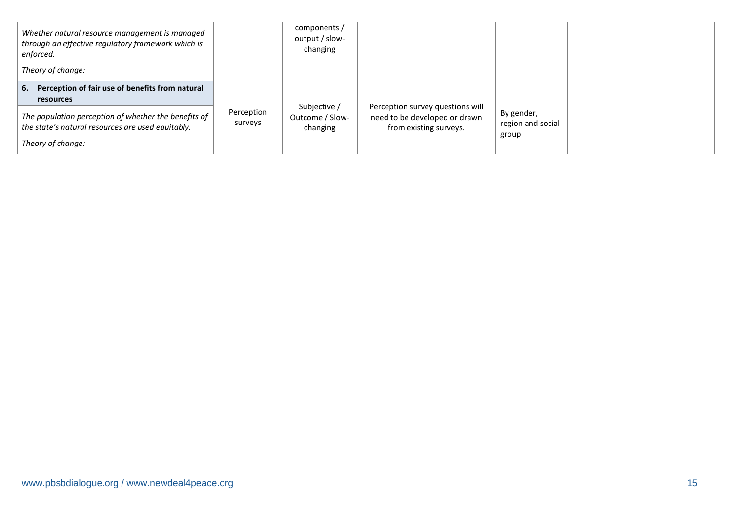| | | | | | |
|---|---|---|---|---|---|
| *Whether natural resource management is managed through an effective regulatory framework which is enforced.*<br><br>*Theory of change:* | | components / output / slow-changing | | | |
| **6. Perception of fair use of benefits from natural resources**<br><br>*The population perception of whether the benefits of the state's natural resources are used equitably.*<br><br>*Theory of change:* | Perception surveys | Subjective / Outcome / Slow-changing | Perception survey questions will need to be developed or drawn from existing surveys. | By gender, region and social group | |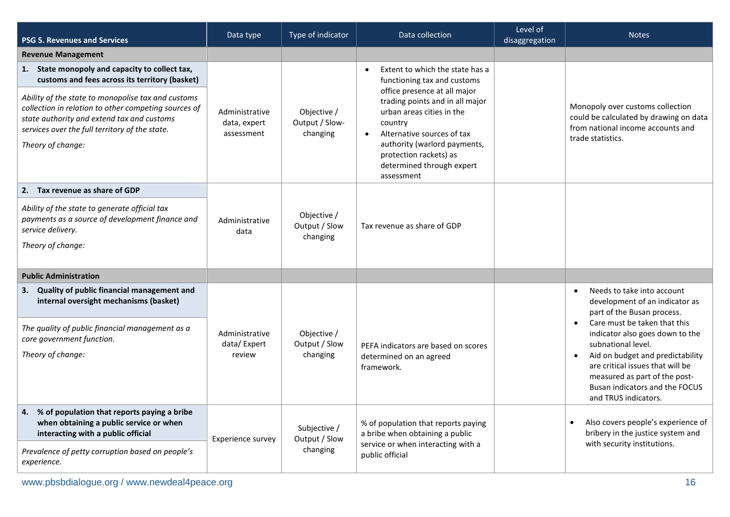| PSG 5. Revenues and Services | Data type | Type of indicator | Data collection | Level of disaggregation | Notes |
|---|---|---|---|---|---|
| **Revenue Management** | | | | | |
| **1. State monopoly and capacity to collect tax, customs and fees across its territory (basket)**<br><br>*Ability of the state to monopolise tax and customs collection in relation to other competing sources of state authority and extend tax and customs services over the full territory of the state.*<br><br>*Theory of change:* | Administrative data, expert assessment | Objective / Output / Slow-changing | • Extent to which the state has a functioning tax and customs office presence at all major trading points and in all major urban areas cities in the country<br>• Alternative sources of tax authority (warlord payments, protection rackets) as determined through expert assessment | | Monopoly over customs collection could be calculated by drawing on data from national income accounts and trade statistics. |
| **2. Tax revenue as share of GDP**<br><br>*Ability of the state to generate official tax payments as a source of development finance and service delivery.*<br><br>*Theory of change:* | Administrative data | Objective / Output / Slow changing | Tax revenue as share of GDP | | |
| **Public Administration** | | | | | |
| **3. Quality of public financial management and internal oversight mechanisms (basket)**<br><br>*The quality of public financial management as a core government function.*<br><br>*Theory of change:* | Administrative data/ Expert review | Objective / Output / Slow changing | PEFA indicators are based on scores determined on an agreed framework. | | • Needs to take into account development of an indicator as part of the Busan process.<br>• Care must be taken that this indicator also goes down to the subnational level.<br>• Aid on budget and predictability are critical issues that will be measured as part of the post-Busan indicators and the FOCUS and TRUS indicators. |
| **4. % of population that reports paying a bribe when obtaining a public service or when interacting with a public official**<br><br>*Prevalence of petty corruption based on people's experience.* | Experience survey | Subjective / Output / Slow changing | % of population that reports paying a bribe when obtaining a public service or when interacting with a public official | | • Also covers people's experience of bribery in the justice system and with security institutions. |

www.pbsbdialogue.org / www.newdeal4peace.org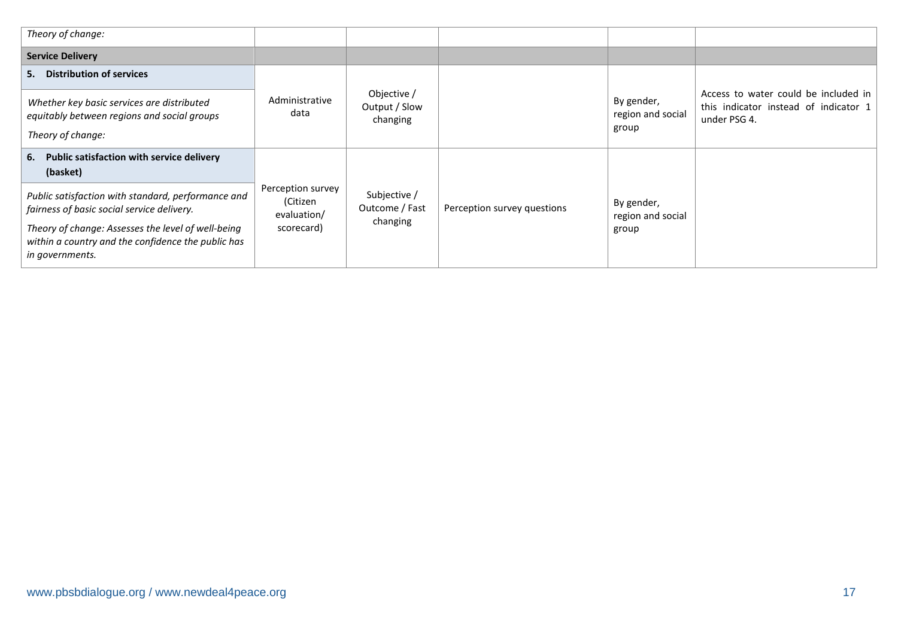| | | | | | |
|---|---|---|---|---|---|
| *Theory of change:* | | | | | |
| **Service Delivery** | | | | | |
| **5. Distribution of services**<br><br>*Whether key basic services are distributed equitably between regions and social groups*<br><br>*Theory of change:* | Administrative data | Objective / Output / Slow changing | | By gender, region and social group | Access to water could be included in this indicator instead of indicator 1 under PSG 4. |
| **6. Public satisfaction with service delivery (basket)**<br><br>*Public satisfaction with standard, performance and fairness of basic social service delivery.*<br><br>*Theory of change: Assesses the level of well-being within a country and the confidence the public has in governments.* | Perception survey (Citizen evaluation/ scorecard) | Subjective / Outcome / Fast changing | Perception survey questions | By gender, region and social group | |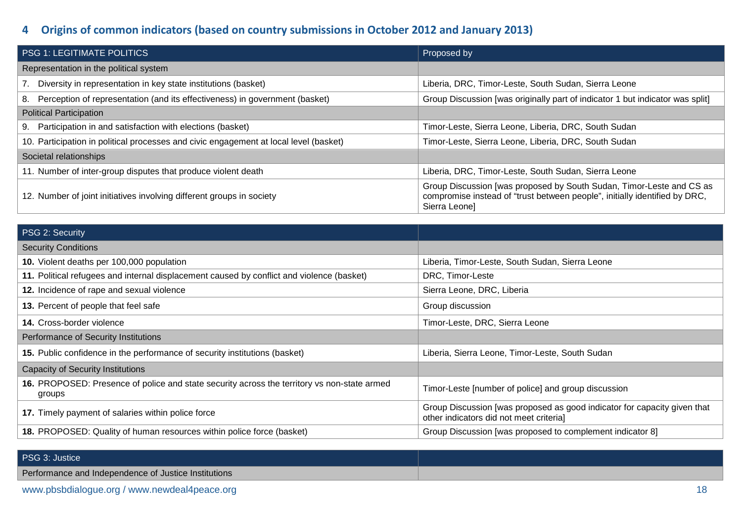## 4 Origins of common indicators (based on country submissions in October 2012 and January 2013)

| PSG 1: LEGITIMATE POLITICS | Proposed by |
|---|---|
| Representation in the political system | |
| 7. Diversity in representation in key state institutions (basket) | Liberia, DRC, Timor-Leste, South Sudan, Sierra Leone |
| 8. Perception of representation (and its effectiveness) in government (basket) | Group Discussion [was originally part of indicator 1 but indicator was split] |
| Political Participation | |
| 9. Participation in and satisfaction with elections (basket) | Timor-Leste, Sierra Leone, Liberia, DRC, South Sudan |
| 10. Participation in political processes and civic engagement at local level (basket) | Timor-Leste, Sierra Leone, Liberia, DRC, South Sudan |
| Societal relationships | |
| 11. Number of inter-group disputes that produce violent death | Liberia, DRC, Timor-Leste, South Sudan, Sierra Leone |
| 12. Number of joint initiatives involving different groups in society | Group Discussion [was proposed by South Sudan, Timor-Leste and CS as compromise instead of "trust between people", initially identified by DRC, Sierra Leone] |

| PSG 2: Security | |
|---|---|
| Security Conditions | |
| **10.** Violent deaths per 100,000 population | Liberia, Timor-Leste, South Sudan, Sierra Leone |
| **11.** Political refugees and internal displacement caused by conflict and violence (basket) | DRC, Timor-Leste |
| **12.** Incidence of rape and sexual violence | Sierra Leone, DRC, Liberia |
| **13.** Percent of people that feel safe | Group discussion |
| **14.** Cross-border violence | Timor-Leste, DRC, Sierra Leone |
| Performance of Security Institutions | |
| **15.** Public confidence in the performance of security institutions (basket) | Liberia, Sierra Leone, Timor-Leste, South Sudan |
| Capacity of Security Institutions | |
| **16.** PROPOSED: Presence of police and state security across the territory vs non-state armed groups | Timor-Leste [number of police] and group discussion |
| **17.** Timely payment of salaries within police force | Group Discussion [was proposed as good indicator for capacity given that other indicators did not meet criteria] |
| **18.** PROPOSED: Quality of human resources within police force (basket) | Group Discussion [was proposed to complement indicator 8] |

| PSG 3: Justice | |
|---|---|
| Performance and Independence of Justice Institutions | |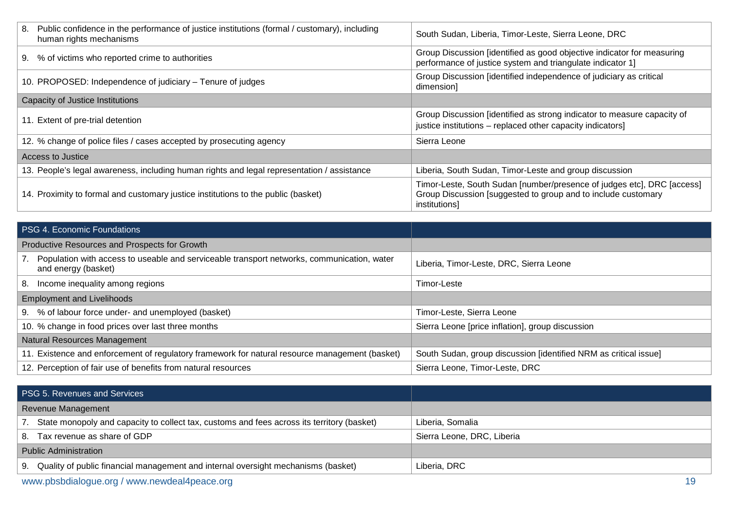| | |
|---|---|
| 8. Public confidence in the performance of justice institutions (formal / customary), including human rights mechanisms | South Sudan, Liberia, Timor-Leste, Sierra Leone, DRC |
| 9. % of victims who reported crime to authorities | Group Discussion [identified as good objective indicator for measuring performance of justice system and triangulate indicator 1] |
| 10. PROPOSED: Independence of judiciary – Tenure of judges | Group Discussion [identified independence of judiciary as critical dimension] |
| Capacity of Justice Institutions | |
| 11. Extent of pre-trial detention | Group Discussion [identified as strong indicator to measure capacity of justice institutions – replaced other capacity indicators] |
| 12. % change of police files / cases accepted by prosecuting agency | Sierra Leone |
| Access to Justice | |
| 13. People's legal awareness, including human rights and legal representation / assistance | Liberia, South Sudan, Timor-Leste and group discussion |
| 14. Proximity to formal and customary justice institutions to the public (basket) | Timor-Leste, South Sudan [number/presence of judges etc], DRC [access] Group Discussion [suggested to group and to include customary institutions] |

| PSG 4. Economic Foundations | |
|---|---|
| Productive Resources and Prospects for Growth | |
| 7. Population with access to useable and serviceable transport networks, communication, water and energy (basket) | Liberia, Timor-Leste, DRC, Sierra Leone |
| 8. Income inequality among regions | Timor-Leste |
| Employment and Livelihoods | |
| 9. % of labour force under- and unemployed (basket) | Timor-Leste, Sierra Leone |
| 10. % change in food prices over last three months | Sierra Leone [price inflation], group discussion |
| Natural Resources Management | |
| 11. Existence and enforcement of regulatory framework for natural resource management (basket) | South Sudan, group discussion [identified NRM as critical issue] |
| 12. Perception of fair use of benefits from natural resources | Sierra Leone, Timor-Leste, DRC |

| PSG 5. Revenues and Services | |
|---|---|
| Revenue Management | |
| 7. State monopoly and capacity to collect tax, customs and fees across its territory (basket) | Liberia, Somalia |
| 8. Tax revenue as share of GDP | Sierra Leone, DRC, Liberia |
| Public Administration | |
| 9. Quality of public financial management and internal oversight mechanisms (basket) | Liberia, DRC |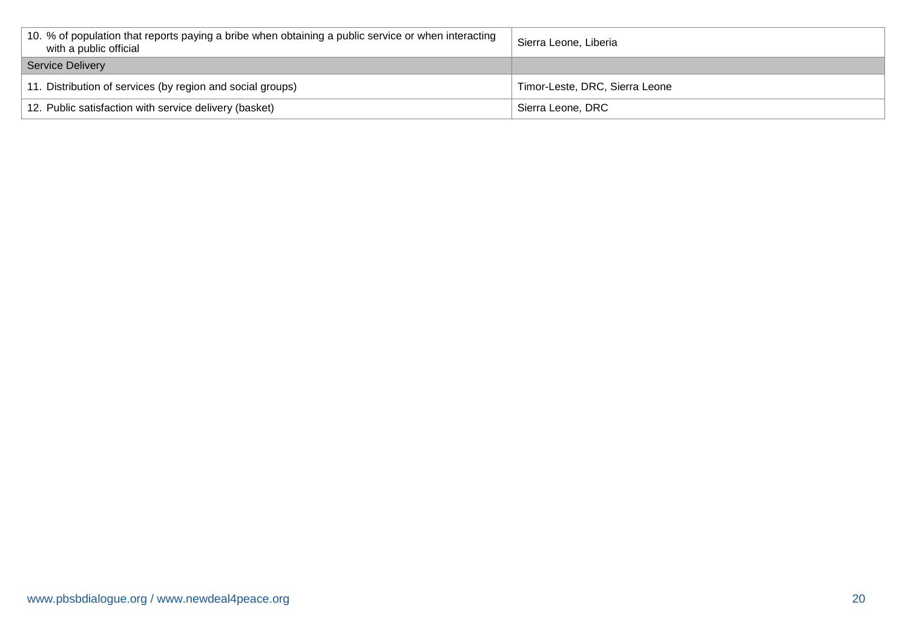| | |
|---|---|
| 10. % of population that reports paying a bribe when obtaining a public service or when interacting with a public official | Sierra Leone, Liberia |
| Service Delivery | |
| 11. Distribution of services (by region and social groups) | Timor-Leste, DRC, Sierra Leone |
| 12. Public satisfaction with service delivery (basket) | Sierra Leone, DRC |

www.pbsbdialogue.org / www.newdeal4peace.org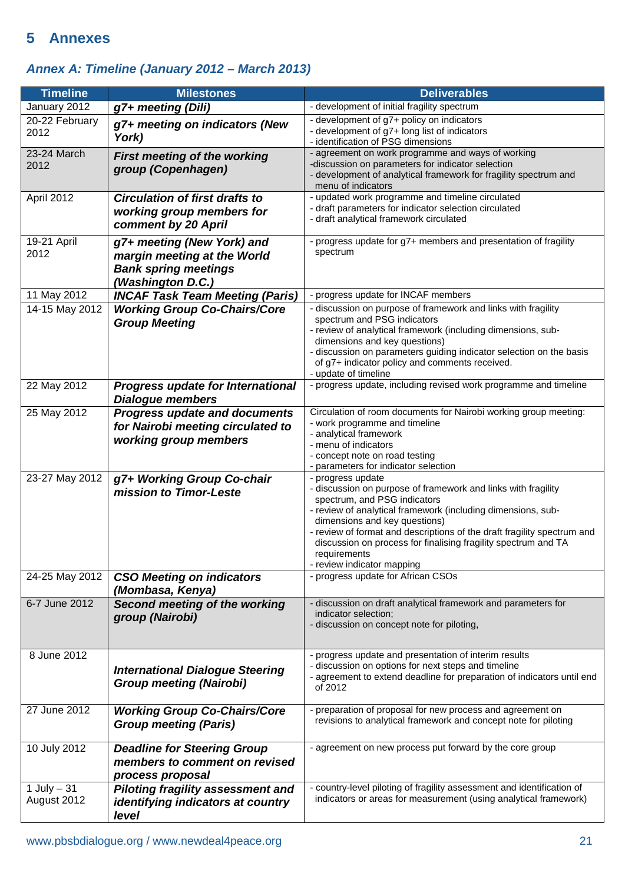# 5 Annexes

### *Annex A: Timeline (January 2012 – March 2013)*

| Timeline | Milestones | Deliverables |
|---|---|---|
| January 2012 | ***g7+ meeting (Dili)*** | - development of initial fragility spectrum |
| 20-22 February 2012 | ***g7+ meeting on indicators (New York)*** | - development of g7+ policy on indicators<br>- development of g7+ long list of indicators<br>- identification of PSG dimensions |
| 23-24 March 2012 | ***First meeting of the working group (Copenhagen)*** | - agreement on work programme and ways of working<br>-discussion on parameters for indicator selection<br>- development of analytical framework for fragility spectrum and menu of indicators |
| April 2012 | ***Circulation of first drafts to working group members for comment by 20 April*** | - updated work programme and timeline circulated<br>- draft parameters for indicator selection circulated<br>- draft analytical framework circulated |
| 19-21 April 2012 | ***g7+ meeting (New York) and margin meeting at the World Bank spring meetings (Washington D.C.)*** | - progress update for g7+ members and presentation of fragility spectrum |
| 11 May 2012 | ***INCAF Task Team Meeting (Paris)*** | - progress update for INCAF members |
| 14-15 May 2012 | ***Working Group Co-Chairs/Core Group Meeting*** | - discussion on purpose of framework and links with fragility spectrum and PSG indicators<br>- review of analytical framework (including dimensions, sub-dimensions and key questions)<br>- discussion on parameters guiding indicator selection on the basis of g7+ indicator policy and comments received.<br>- update of timeline |
| 22 May 2012 | ***Progress update for International Dialogue members*** | - progress update, including revised work programme and timeline |
| 25 May 2012 | ***Progress update and documents for Nairobi meeting circulated to working group members*** | Circulation of room documents for Nairobi working group meeting:<br>- work programme and timeline<br>- analytical framework<br>- menu of indicators<br>- concept note on road testing<br>- parameters for indicator selection |
| 23-27 May 2012 | ***g7+ Working Group Co-chair mission to Timor-Leste*** | - progress update<br>- discussion on purpose of framework and links with fragility spectrum, and PSG indicators<br>- review of analytical framework (including dimensions, sub-dimensions and key questions)<br>- review of format and descriptions of the draft fragility spectrum and discussion on process for finalising fragility spectrum and TA requirements<br>- review indicator mapping |
| 24-25 May 2012 | ***CSO Meeting on indicators (Mombasa, Kenya)*** | - progress update for African CSOs |
| 6-7 June 2012 | ***Second meeting of the working group (Nairobi)*** | - discussion on draft analytical framework and parameters for indicator selection;<br>- discussion on concept note for piloting, |
| 8 June 2012 | ***International Dialogue Steering Group meeting (Nairobi)*** | - progress update and presentation of interim results<br>- discussion on options for next steps and timeline<br>- agreement to extend deadline for preparation of indicators until end of 2012 |
| 27 June 2012 | ***Working Group Co-Chairs/Core Group meeting (Paris)*** | - preparation of proposal for new process and agreement on revisions to analytical framework and concept note for piloting |
| 10 July 2012 | ***Deadline for Steering Group members to comment on revised process proposal*** | - agreement on new process put forward by the core group |
| 1 July – 31 August 2012 | ***Piloting fragility assessment and identifying indicators at country level*** | - country-level piloting of fragility assessment and identification of indicators or areas for measurement (using analytical framework) |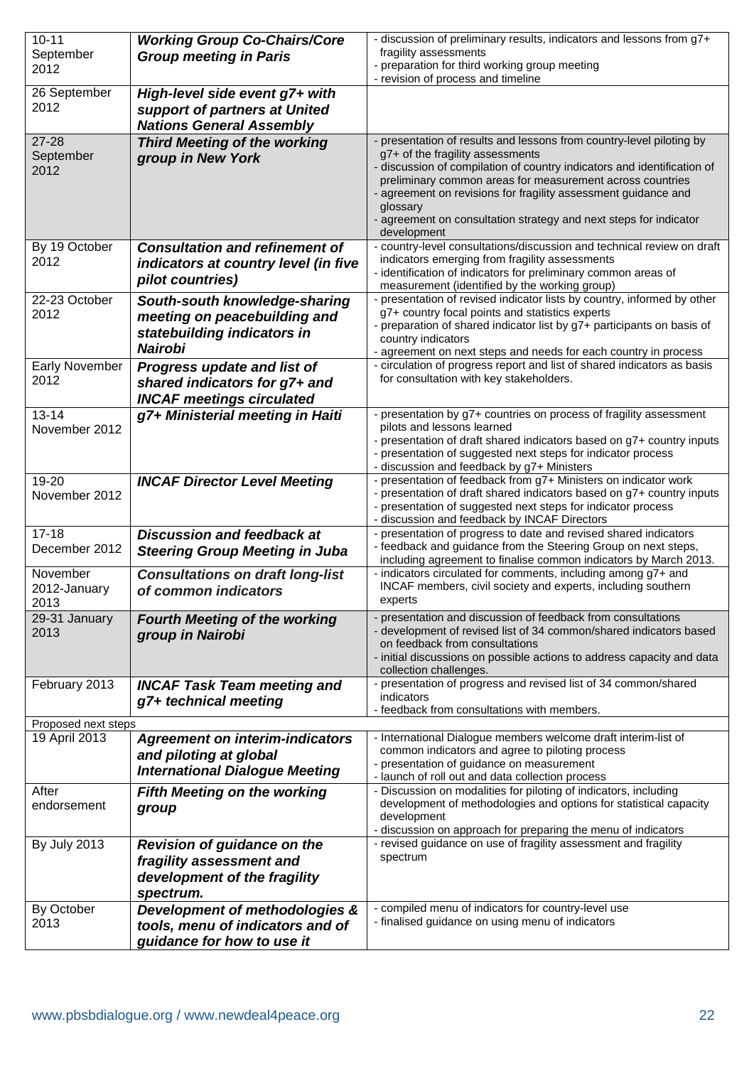| | | |
|---|---|---|
| 10-11 September 2012 | ***Working Group Co-Chairs/Core Group meeting in Paris*** | - discussion of preliminary results, indicators and lessons from g7+ fragility assessments<br>- preparation for third working group meeting<br>- revision of process and timeline |
| 26 September 2012 | ***High-level side event g7+ with support of partners at United Nations General Assembly*** | |
| 27-28 September 2012 | ***Third Meeting of the working group in New York*** | - presentation of results and lessons from country-level piloting by g7+ of the fragility assessments<br>- discussion of compilation of country indicators and identification of preliminary common areas for measurement across countries<br>- agreement on revisions for fragility assessment guidance and glossary<br>- agreement on consultation strategy and next steps for indicator development |
| By 19 October 2012 | ***Consultation and refinement of indicators at country level (in five pilot countries)*** | - country-level consultations/discussion and technical review on draft indicators emerging from fragility assessments<br>- identification of indicators for preliminary common areas of measurement (identified by the working group) |
| 22-23 October 2012 | ***South-south knowledge-sharing meeting on peacebuilding and statebuilding indicators in Nairobi*** | - presentation of revised indicator lists by country, informed by other g7+ country focal points and statistics experts<br>- preparation of shared indicator list by g7+ participants on basis of country indicators<br>- agreement on next steps and needs for each country in process |
| Early November 2012 | ***Progress update and list of shared indicators for g7+ and INCAF meetings circulated*** | - circulation of progress report and list of shared indicators as basis for consultation with key stakeholders. |
| 13-14 November 2012 | ***g7+ Ministerial meeting in Haiti*** | - presentation by g7+ countries on process of fragility assessment pilots and lessons learned<br>- presentation of draft shared indicators based on g7+ country inputs<br>- presentation of suggested next steps for indicator process<br>- discussion and feedback by g7+ Ministers |
| 19-20 November 2012 | ***INCAF Director Level Meeting*** | - presentation of feedback from g7+ Ministers on indicator work<br>- presentation of draft shared indicators based on g7+ country inputs<br>- presentation of suggested next steps for indicator process<br>- discussion and feedback by INCAF Directors |
| 17-18 December 2012 | ***Discussion and feedback at Steering Group Meeting in Juba*** | - presentation of progress to date and revised shared indicators<br>- feedback and guidance from the Steering Group on next steps, including agreement to finalise common indicators by March 2013. |
| November 2012-January 2013 | ***Consultations on draft long-list of common indicators*** | - indicators circulated for comments, including among g7+ and INCAF members, civil society and experts, including southern experts |
| 29-31 January 2013 | ***Fourth Meeting of the working group in Nairobi*** | - presentation and discussion of feedback from consultations<br>- development of revised list of 34 common/shared indicators based on feedback from consultations<br>- initial discussions on possible actions to address capacity and data collection challenges. |
| February 2013 | ***INCAF Task Team meeting and g7+ technical meeting*** | - presentation of progress and revised list of 34 common/shared indicators<br>- feedback from consultations with members. |
| Proposed next steps | | |
| 19 April 2013 | ***Agreement on interim-indicators and piloting at global International Dialogue Meeting*** | - International Dialogue members welcome draft interim-list of common indicators and agree to piloting process<br>- presentation of guidance on measurement<br>- launch of roll out and data collection process |
| After endorsement | ***Fifth Meeting on the working group*** | - Discussion on modalities for piloting of indicators, including development of methodologies and options for statistical capacity development<br>- discussion on approach for preparing the menu of indicators |
| By July 2013 | ***Revision of guidance on the fragility assessment and development of the fragility spectrum.*** | - revised guidance on use of fragility assessment and fragility spectrum |
| By October 2013 | ***Development of methodologies & tools, menu of indicators and of guidance for how to use it*** | - compiled menu of indicators for country-level use<br>- finalised guidance on using menu of indicators |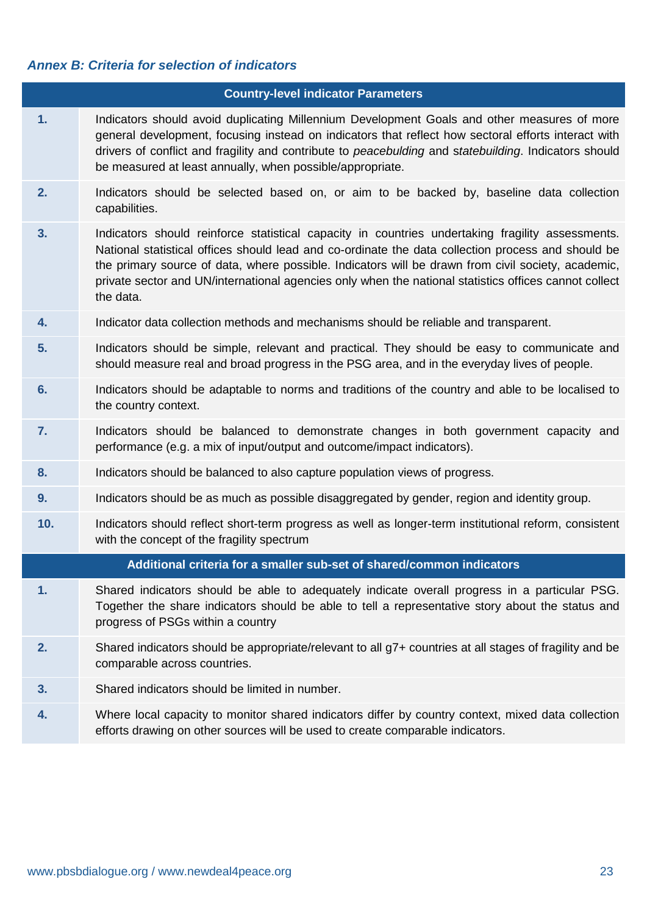*Annex B: Criteria for selection of indicators*

| Country-level indicator Parameters | |
|---|---|
| **1.** | Indicators should avoid duplicating Millennium Development Goals and other measures of more general development, focusing instead on indicators that reflect how sectoral efforts interact with drivers of conflict and fragility and contribute to *peacebulding* and *statebuilding*. Indicators should be measured at least annually, when possible/appropriate. |
| **2.** | Indicators should be selected based on, or aim to be backed by, baseline data collection capabilities. |
| **3.** | Indicators should reinforce statistical capacity in countries undertaking fragility assessments. National statistical offices should lead and co-ordinate the data collection process and should be the primary source of data, where possible. Indicators will be drawn from civil society, academic, private sector and UN/international agencies only when the national statistics offices cannot collect the data. |
| **4.** | Indicator data collection methods and mechanisms should be reliable and transparent. |
| **5.** | Indicators should be simple, relevant and practical. They should be easy to communicate and should measure real and broad progress in the PSG area, and in the everyday lives of people. |
| **6.** | Indicators should be adaptable to norms and traditions of the country and able to be localised to the country context. |
| **7.** | Indicators should be balanced to demonstrate changes in both government capacity and performance (e.g. a mix of input/output and outcome/impact indicators). |
| **8.** | Indicators should be balanced to also capture population views of progress. |
| **9.** | Indicators should be as much as possible disaggregated by gender, region and identity group. |
| **10.** | Indicators should reflect short-term progress as well as longer-term institutional reform, consistent with the concept of the fragility spectrum |

| Additional criteria for a smaller sub-set of shared/common indicators | |
|---|---|
| **1.** | Shared indicators should be able to adequately indicate overall progress in a particular PSG. Together the share indicators should be able to tell a representative story about the status and progress of PSGs within a country |
| **2.** | Shared indicators should be appropriate/relevant to all g7+ countries at all stages of fragility and be comparable across countries. |
| **3.** | Shared indicators should be limited in number. |
| **4.** | Where local capacity to monitor shared indicators differ by country context, mixed data collection efforts drawing on other sources will be used to create comparable indicators. |

www.pbsbdialogue.org / www.newdeal4peace.org